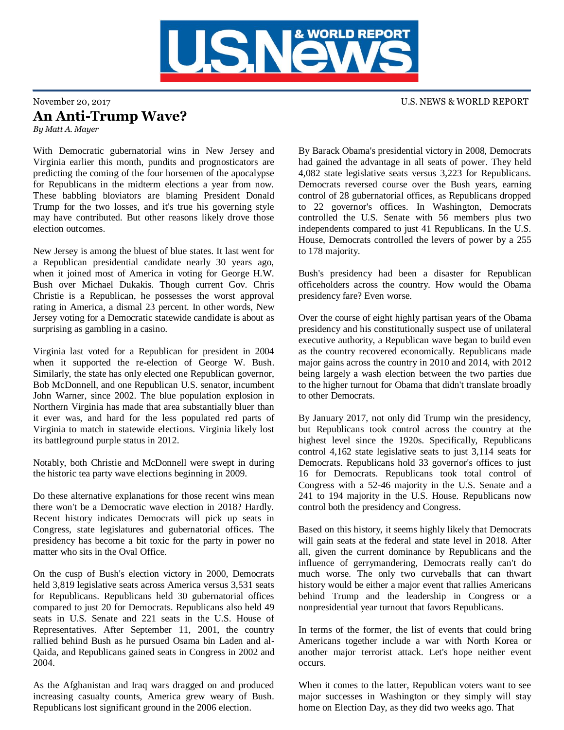November 20, 2017

U.S. NEWS & WORLD REPORT

# An Anti-Trump Wave?

*By Matt A. Mayer*

With Democratic gubernatorial wins in New Jersey and Virginia earlier this month, pundits and prognosticators are predicting the coming of the four horsemen of the apocalypse for Republicans in the midterm elections a year from now. These babbling bloviators are blaming President Donald Trump for the two losses, and it's true his governing style may have contributed. But other reasons likely drove those election outcomes.

New Jersey is among the bluest of blue states. It last went for a Republican presidential candidate nearly 30 years ago, when it joined most of America in voting for George H.W. Bush over Michael Dukakis. Though current Gov. Chris Christie is a Republican, he possesses the worst approval rating in America, a dismal 23 percent. In other words, New Jersey voting for a Democratic statewide candidate is about as surprising as gambling in a casino.

Virginia last voted for a Republican for president in 2004 when it supported the re-election of George W. Bush. Similarly, the state has only elected one Republican governor, Bob McDonnell, and one Republican U.S. senator, incumbent John Warner, since 2002. The blue population explosion in Northern Virginia has made that area substantially bluer than it ever was, and hard for the less populated red parts of Virginia to match in statewide elections. Virginia likely lost its battleground purple status in 2012.

Notably, both Christie and McDonnell were swept in during the historic tea party wave elections beginning in 2009.

Do these alternative explanations for those recent wins mean there won't be a Democratic wave election in 2018? Hardly. Recent history indicates Democrats will pick up seats in Congress, state legislatures and gubernatorial offices. The presidency has become a bit toxic for the party in power no matter who sits in the Oval Office.

On the cusp of Bush's election victory in 2000, Democrats held 3,819 legislative seats across America versus 3,531 seats for Republicans. Republicans held 30 gubernatorial offices compared to just 20 for Democrats. Republicans also held 49 seats in U.S. Senate and 221 seats in the U.S. House of Representatives. After September 11, 2001, the country rallied behind Bush as he pursued Osama bin Laden and al-Qaida, and Republicans gained seats in Congress in 2002 and 2004.

As the Afghanistan and Iraq wars dragged on and produced increasing casualty counts, America grew weary of Bush. Republicans lost significant ground in the 2006 election.

By Barack Obama's presidential victory in 2008, Democrats had gained the advantage in all seats of power. They held 4,082 state legislative seats versus 3,223 for Republicans. Democrats reversed course over the Bush years, earning control of 28 gubernatorial offices, as Republicans dropped to 22 governor's offices. In Washington, Democrats controlled the U.S. Senate with 56 members plus two independents compared to just 41 Republicans. In the U.S. House, Democrats controlled the levers of power by a 255 to 178 majority.

Bush's presidency had been a disaster for Republican officeholders across the country. How would the Obama presidency fare? Even worse.

Over the course of eight highly partisan years of the Obama presidency and his constitutionally suspect use of unilateral executive authority, a Republican wave began to build even as the country recovered economically. Republicans made major gains across the country in 2010 and 2014, with 2012 being largely a wash election between the two parties due to the higher turnout for Obama that didn't translate broadly to other Democrats.

By January 2017, not only did Trump win the presidency, but Republicans took control across the country at the highest level since the 1920s. Specifically, Republicans control 4,162 state legislative seats to just 3,114 seats for Democrats. Republicans hold 33 governor's offices to just 16 for Democrats. Republicans took total control of Congress with a 52-46 majority in the U.S. Senate and a 241 to 194 majority in the U.S. House. Republicans now control both the presidency and Congress.

Based on this history, it seems highly likely that Democrats will gain seats at the federal and state level in 2018. After all, given the current dominance by Republicans and the influence of gerrymandering, Democrats really can't do much worse. The only two curveballs that can thwart history would be either a major event that rallies Americans behind Trump and the leadership in Congress or a nonpresidential year turnout that favors Republicans.

In terms of the former, the list of events that could bring Americans together include a war with North Korea or another major terrorist attack. Let's hope neither event occurs.

When it comes to the latter, Republican voters want to see major successes in Washington or they simply will stay home on Election Day, as they did two weeks ago. That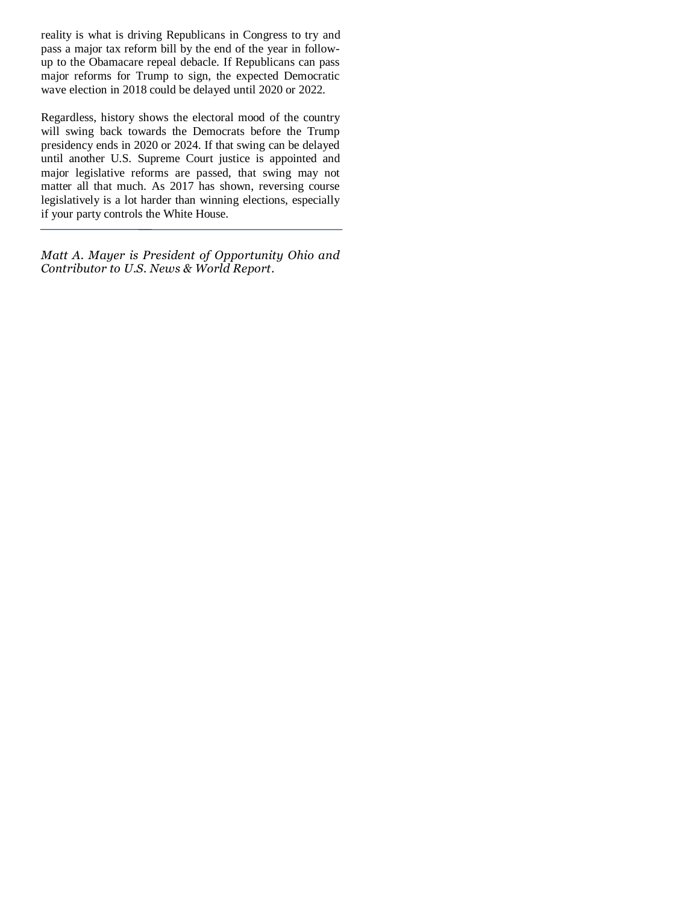reality is what is driving Republicans in Congress to try and pass a major tax reform bill by the end of the year in follow-up to the Obamacare repeal debacle. If Republicans can pass major reforms for Trump to sign, the expected Democratic wave election in 2018 could be delayed until 2020 or 2022.

Regardless, history shows the electoral mood of the country will swing back towards the Democrats before the Trump presidency ends in 2020 or 2024. If that swing can be delayed until another U.S. Supreme Court justice is appointed and major legislative reforms are passed, that swing may not matter all that much. As 2017 has shown, reversing course legislatively is a lot harder than winning elections, especially if your party controls the White House.

---

*Matt A. Mayer is President of Opportunity Ohio and Contributor to U.S. News & World Report.*